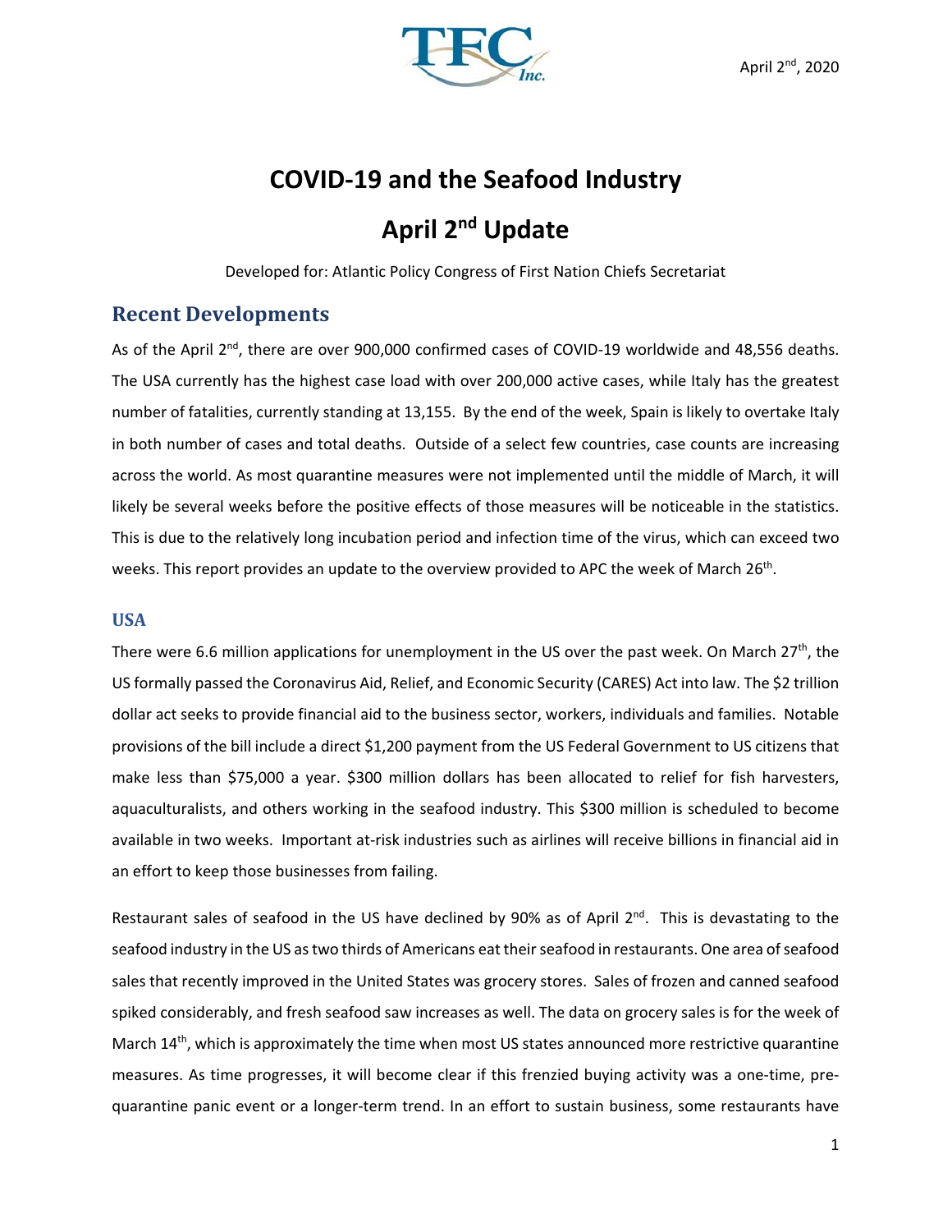April 2nd, 2020

# COVID-19 and the Seafood Industry

# April 2nd Update

Developed for: Atlantic Policy Congress of First Nation Chiefs Secretariat

## Recent Developments

As of the April 2nd, there are over 900,000 confirmed cases of COVID-19 worldwide and 48,556 deaths. The USA currently has the highest case load with over 200,000 active cases, while Italy has the greatest number of fatalities, currently standing at 13,155. By the end of the week, Spain is likely to overtake Italy in both number of cases and total deaths. Outside of a select few countries, case counts are increasing across the world. As most quarantine measures were not implemented until the middle of March, it will likely be several weeks before the positive effects of those measures will be noticeable in the statistics. This is due to the relatively long incubation period and infection time of the virus, which can exceed two weeks. This report provides an update to the overview provided to APC the week of March 26th.

### USA

There were 6.6 million applications for unemployment in the US over the past week. On March 27th, the US formally passed the Coronavirus Aid, Relief, and Economic Security (CARES) Act into law. The $2 trillion dollar act seeks to provide financial aid to the business sector, workers, individuals and families. Notable provisions of the bill include a direct $1,200 payment from the US Federal Government to US citizens that make less than $75,000 a year. $300 million dollars has been allocated to relief for fish harvesters, aquaculturalists, and others working in the seafood industry. This $300 million is scheduled to become available in two weeks. Important at-risk industries such as airlines will receive billions in financial aid in an effort to keep those businesses from failing.

Restaurant sales of seafood in the US have declined by 90% as of April 2nd. This is devastating to the seafood industry in the US as two thirds of Americans eat their seafood in restaurants. One area of seafood sales that recently improved in the United States was grocery stores. Sales of frozen and canned seafood spiked considerably, and fresh seafood saw increases as well. The data on grocery sales is for the week of March 14th, which is approximately the time when most US states announced more restrictive quarantine measures. As time progresses, it will become clear if this frenzied buying activity was a one-time, pre-quarantine panic event or a longer-term trend. In an effort to sustain business, some restaurants have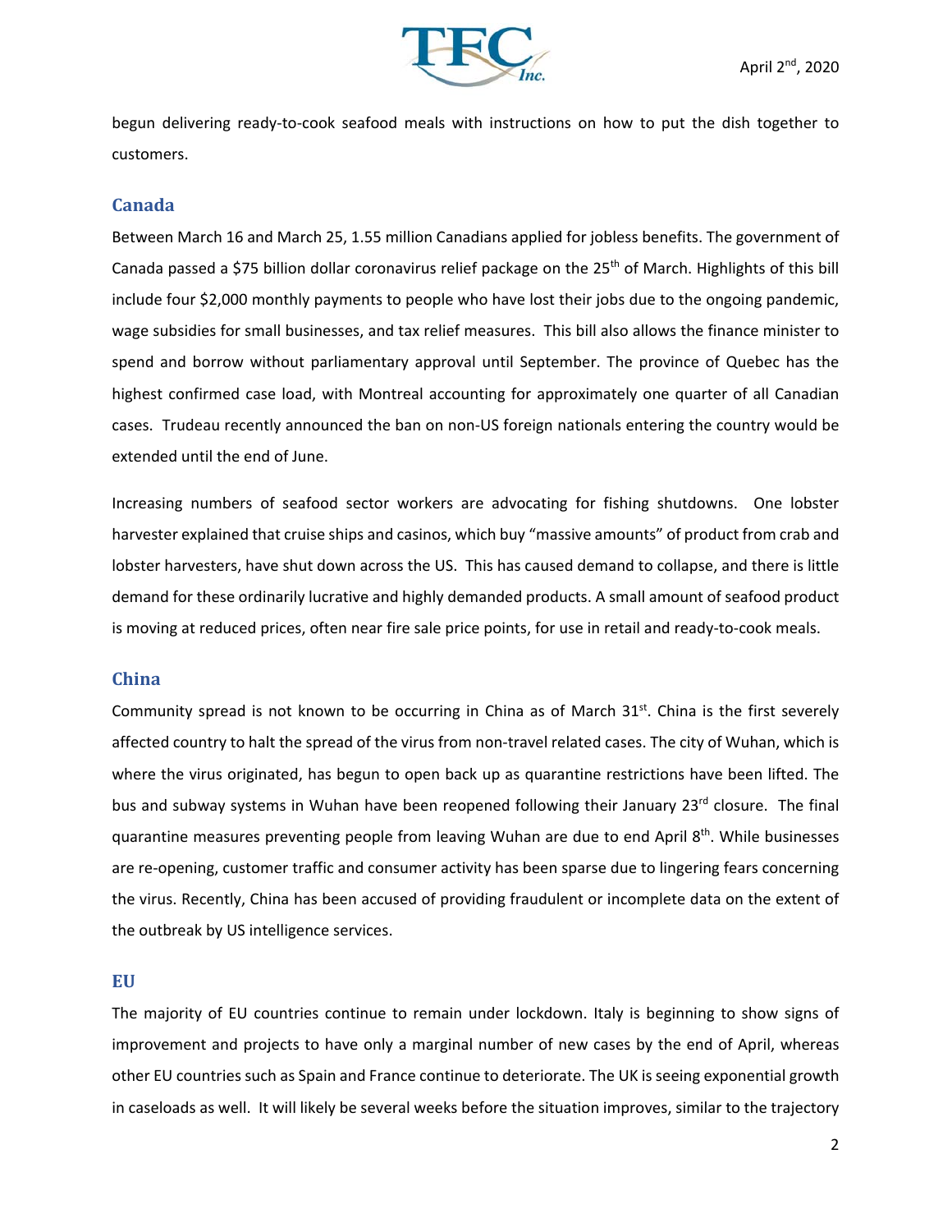begun delivering ready-to-cook seafood meals with instructions on how to put the dish together to customers.

## Canada

Between March 16 and March 25, 1.55 million Canadians applied for jobless benefits. The government of Canada passed a $75 billion dollar coronavirus relief package on the 25th of March. Highlights of this bill include four $2,000 monthly payments to people who have lost their jobs due to the ongoing pandemic, wage subsidies for small businesses, and tax relief measures. This bill also allows the finance minister to spend and borrow without parliamentary approval until September. The province of Quebec has the highest confirmed case load, with Montreal accounting for approximately one quarter of all Canadian cases. Trudeau recently announced the ban on non-US foreign nationals entering the country would be extended until the end of June.

Increasing numbers of seafood sector workers are advocating for fishing shutdowns. One lobster harvester explained that cruise ships and casinos, which buy "massive amounts" of product from crab and lobster harvesters, have shut down across the US. This has caused demand to collapse, and there is little demand for these ordinarily lucrative and highly demanded products. A small amount of seafood product is moving at reduced prices, often near fire sale price points, for use in retail and ready-to-cook meals.

## China

Community spread is not known to be occurring in China as of March 31st. China is the first severely affected country to halt the spread of the virus from non-travel related cases. The city of Wuhan, which is where the virus originated, has begun to open back up as quarantine restrictions have been lifted. The bus and subway systems in Wuhan have been reopened following their January 23rd closure. The final quarantine measures preventing people from leaving Wuhan are due to end April 8th. While businesses are re-opening, customer traffic and consumer activity has been sparse due to lingering fears concerning the virus. Recently, China has been accused of providing fraudulent or incomplete data on the extent of the outbreak by US intelligence services.

## EU

The majority of EU countries continue to remain under lockdown. Italy is beginning to show signs of improvement and projects to have only a marginal number of new cases by the end of April, whereas other EU countries such as Spain and France continue to deteriorate. The UK is seeing exponential growth in caseloads as well. It will likely be several weeks before the situation improves, similar to the trajectory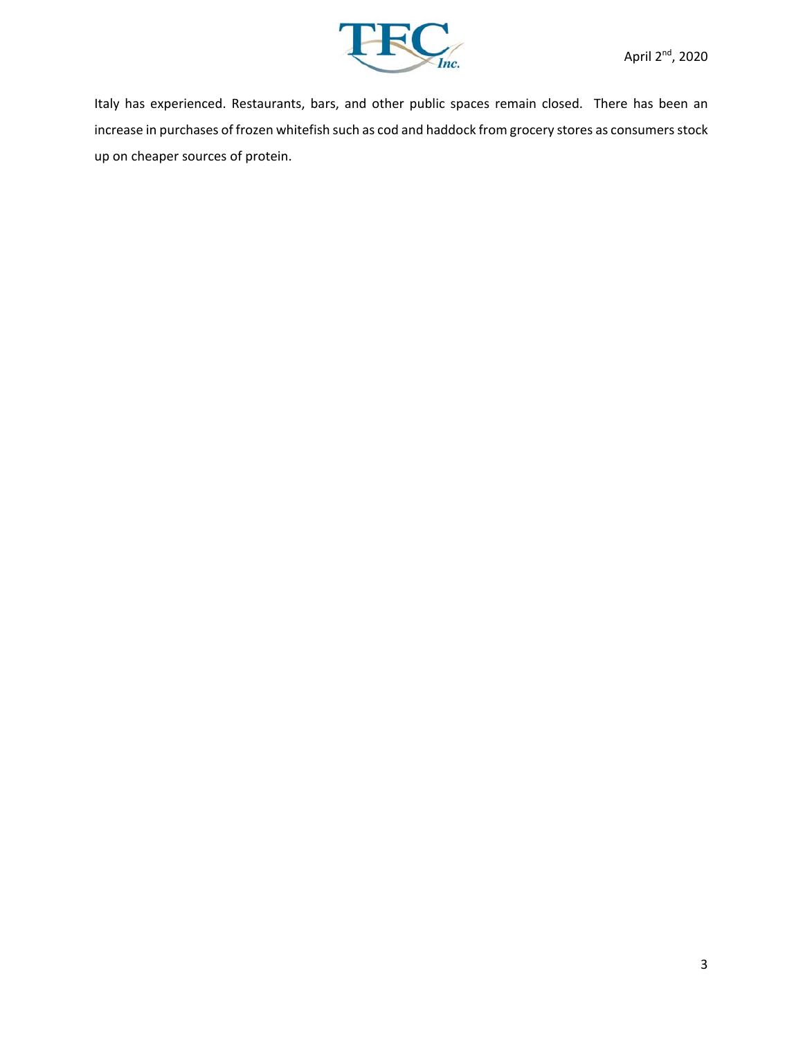Italy has experienced. Restaurants, bars, and other public spaces remain closed. There has been an increase in purchases of frozen whitefish such as cod and haddock from grocery stores as consumers stock up on cheaper sources of protein.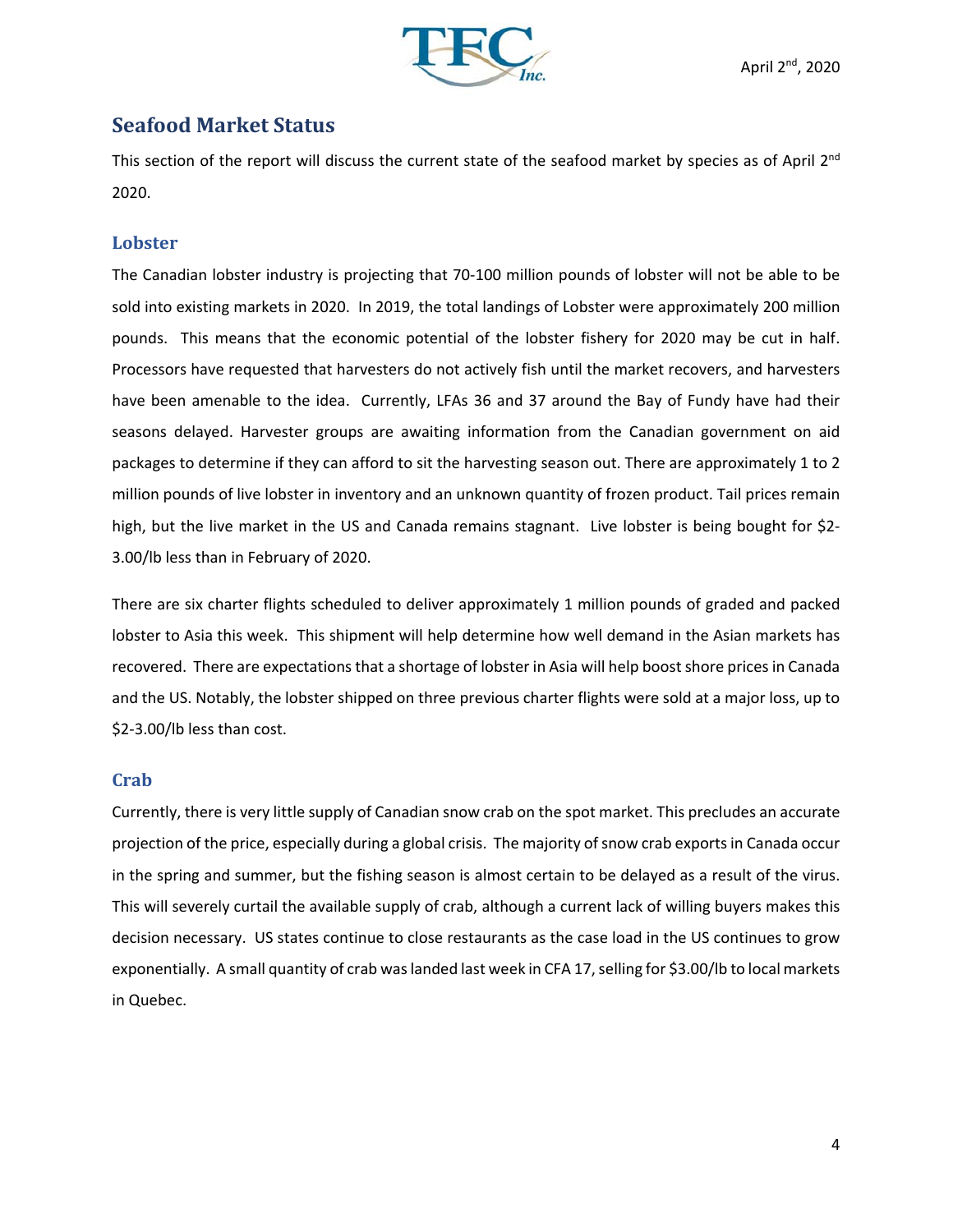## Seafood Market Status

This section of the report will discuss the current state of the seafood market by species as of April 2nd 2020.

### Lobster

The Canadian lobster industry is projecting that 70-100 million pounds of lobster will not be able to be sold into existing markets in 2020. In 2019, the total landings of Lobster were approximately 200 million pounds. This means that the economic potential of the lobster fishery for 2020 may be cut in half. Processors have requested that harvesters do not actively fish until the market recovers, and harvesters have been amenable to the idea. Currently, LFAs 36 and 37 around the Bay of Fundy have had their seasons delayed. Harvester groups are awaiting information from the Canadian government on aid packages to determine if they can afford to sit the harvesting season out. There are approximately 1 to 2 million pounds of live lobster in inventory and an unknown quantity of frozen product. Tail prices remain high, but the live market in the US and Canada remains stagnant. Live lobster is being bought for $2-3.00/lb less than in February of 2020.

There are six charter flights scheduled to deliver approximately 1 million pounds of graded and packed lobster to Asia this week. This shipment will help determine how well demand in the Asian markets has recovered. There are expectations that a shortage of lobster in Asia will help boost shore prices in Canada and the US. Notably, the lobster shipped on three previous charter flights were sold at a major loss, up to $2-3.00/lb less than cost.

### Crab

Currently, there is very little supply of Canadian snow crab on the spot market. This precludes an accurate projection of the price, especially during a global crisis. The majority of snow crab exports in Canada occur in the spring and summer, but the fishing season is almost certain to be delayed as a result of the virus. This will severely curtail the available supply of crab, although a current lack of willing buyers makes this decision necessary. US states continue to close restaurants as the case load in the US continues to grow exponentially. A small quantity of crab was landed last week in CFA 17, selling for $3.00/lb to local markets in Quebec.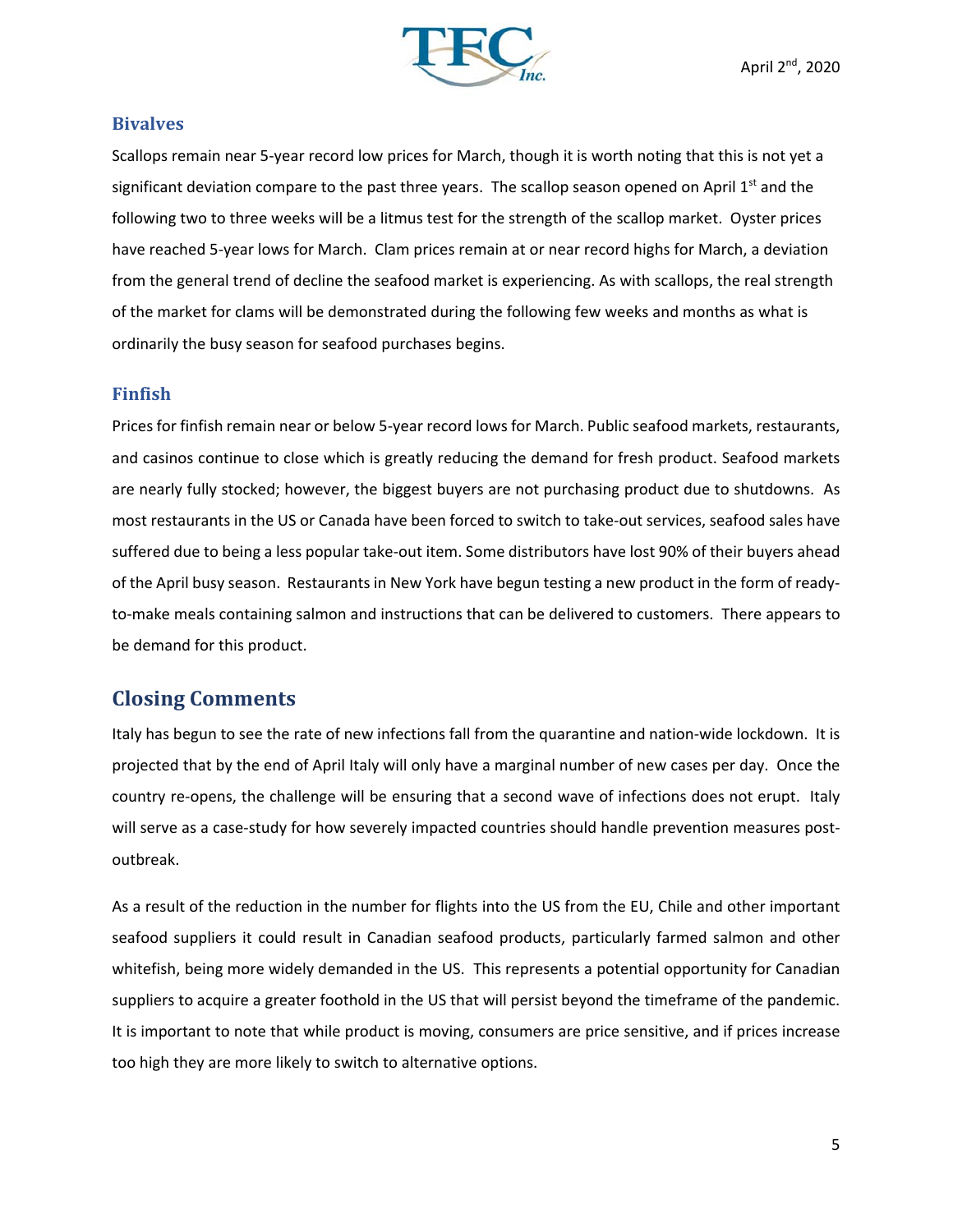### Bivalves

Scallops remain near 5-year record low prices for March, though it is worth noting that this is not yet a significant deviation compare to the past three years. The scallop season opened on April 1st and the following two to three weeks will be a litmus test for the strength of the scallop market. Oyster prices have reached 5-year lows for March. Clam prices remain at or near record highs for March, a deviation from the general trend of decline the seafood market is experiencing. As with scallops, the real strength of the market for clams will be demonstrated during the following few weeks and months as what is ordinarily the busy season for seafood purchases begins.

### Finfish

Prices for finfish remain near or below 5-year record lows for March. Public seafood markets, restaurants, and casinos continue to close which is greatly reducing the demand for fresh product. Seafood markets are nearly fully stocked; however, the biggest buyers are not purchasing product due to shutdowns. As most restaurants in the US or Canada have been forced to switch to take-out services, seafood sales have suffered due to being a less popular take-out item. Some distributors have lost 90% of their buyers ahead of the April busy season. Restaurants in New York have begun testing a new product in the form of ready-to-make meals containing salmon and instructions that can be delivered to customers. There appears to be demand for this product.

## Closing Comments

Italy has begun to see the rate of new infections fall from the quarantine and nation-wide lockdown. It is projected that by the end of April Italy will only have a marginal number of new cases per day. Once the country re-opens, the challenge will be ensuring that a second wave of infections does not erupt. Italy will serve as a case-study for how severely impacted countries should handle prevention measures post-outbreak.

As a result of the reduction in the number for flights into the US from the EU, Chile and other important seafood suppliers it could result in Canadian seafood products, particularly farmed salmon and other whitefish, being more widely demanded in the US. This represents a potential opportunity for Canadian suppliers to acquire a greater foothold in the US that will persist beyond the timeframe of the pandemic. It is important to note that while product is moving, consumers are price sensitive, and if prices increase too high they are more likely to switch to alternative options.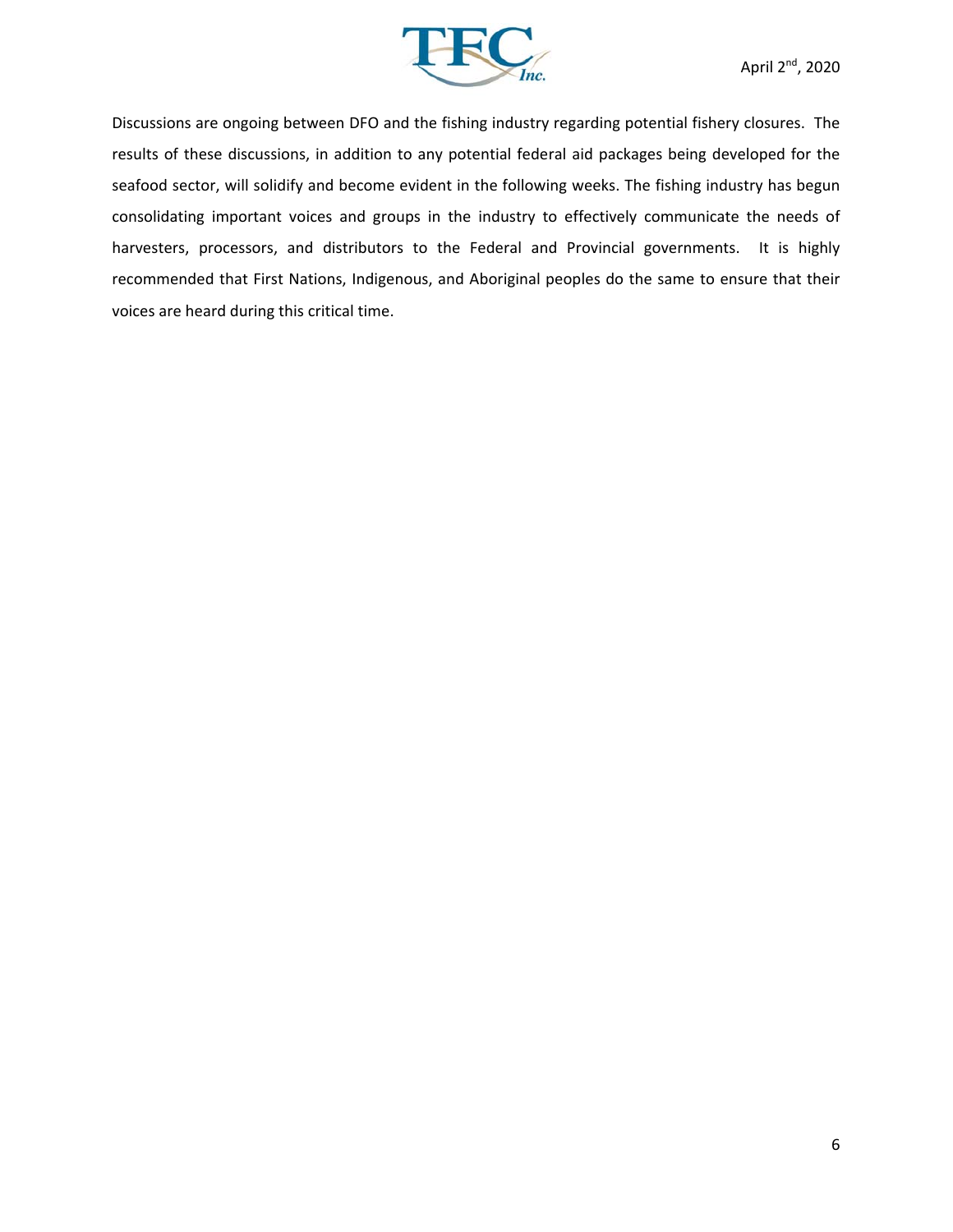Discussions are ongoing between DFO and the fishing industry regarding potential fishery closures. The results of these discussions, in addition to any potential federal aid packages being developed for the seafood sector, will solidify and become evident in the following weeks. The fishing industry has begun consolidating important voices and groups in the industry to effectively communicate the needs of harvesters, processors, and distributors to the Federal and Provincial governments. It is highly recommended that First Nations, Indigenous, and Aboriginal peoples do the same to ensure that their voices are heard during this critical time.